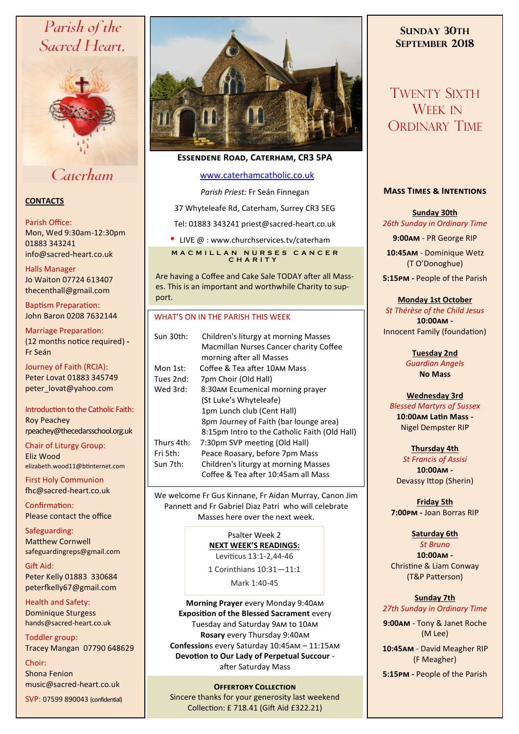# Parish of the Sacred Heart, Caterham

## CONTACTS

Parish Office:
Mon, Wed 9:30am-12:30pm
01883 343241
info@sacred-heart.co.uk

Halls Manager
Jo Waiton 07724 613407
thecenthall@gmail.com

Baptism Preparation:
John Baron 0208 7632144

Marriage Preparation:
(12 months notice required) - Fr Seán

Journey of Faith (RCIA):
Peter Lovat 01883 345749
peter_lovat@yahoo.com

Introduction to the Catholic Faith:
Roy Peachey
rpeachey@thecedarsschool.org.uk

Chair of Liturgy Group:
Eliz Wood
elizabeth.wood11@btinternet.com

First Holy Communion
fhc@sacred-heart.co.uk

Confirmation:
Please contact the office

Safeguarding:
Matthew Cornwell
safeguardingreps@gmail.com

Gift Aid:
Peter Kelly 01883 330684
peterfkelly67@gmail.com

Health and Safety:
Dominique Sturgess
hands@sacred-heart.co.uk

Toddler group:
Tracey Mangan 07790 648629

Choir:
Shona Fenion
music@sacred-heart.co.uk

SVP: 07599 890043 (confidential)

---

**Essendene Road, Caterham, CR3 5PA**

www.caterhamcatholic.co.uk

*Parish Priest:* Fr Seán Finnegan

37 Whyteleafe Rd, Caterham, Surrey CR3 5EG

Tel: 01883 343241 priest@sacred-heart.co.uk

- LIVE @ : www.churchservices.tv/caterham

### MACMILLAN NURSES CANCER CHARITY

Are having a Coffee and Cake Sale TODAY after all Masses. This is an important and worthwhile Charity to support.

### WHAT'S ON IN THE PARISH THIS WEEK

| | |
|---|---|
| Sun 30th: | Children's liturgy at morning Masses<br>Macmillan Nurses Cancer charity Coffee morning after all Masses |
| Mon 1st: | Coffee & Tea after 10AM Mass |
| Tues 2nd: | 7pm Choir (Old Hall) |
| Wed 3rd: | 8:30AM Ecumenical morning prayer (St Luke's Whyteleafe)<br>1pm Lunch club (Cent Hall)<br>8pm Journey of Faith (bar lounge area)<br>8:15pm Intro to the Catholic Faith (Old Hall) |
| Thurs 4th: | 7:30pm SVP meeting (Old Hall) |
| Fri 5th: | Peace Roasary, before 7pm Mass |
| Sun 7th: | Children's liturgy at morning Masses<br>Coffee & Tea after 10:45am all Mass |

We welcome Fr Gus Kinnane, Fr Aidan Murray, Canon Jim Pannett and Fr Gabriel Diaz Patri who will celebrate Masses here over the next week.

Psalter Week 2

**NEXT WEEK'S READINGS:**

Leviticus 13:1-2,44-46

1 Corinthians 10:31—11:1

Mark 1:40-45

**Morning Prayer** every Monday 9:40AM
**Exposition of the Blessed Sacrament** every Tuesday and Saturday 9AM to 10AM
**Rosary** every Thursday 9:40AM
**Confessions** every Saturday 10:45AM – 11:15AM
**Devotion to Our Lady of Perpetual Succour** - after Saturday Mass

### OFFERTORY COLLECTION

Sincere thanks for your generosity last weekend
Collection: £ 718.41 (Gift Aid £322.21)

---

## SUNDAY 30TH SEPTEMBER 2018

## TWENTY SIXTH WEEK IN ORDINARY TIME

### MASS TIMES & INTENTIONS

**Sunday 30th**
*26th Sunday in Ordinary Time*
**9:00AM** - PR George RIP
**10:45AM** - Dominique Wetz (T O'Donoghue)
**5:15PM** - People of the Parish

**Monday 1st October**
*St Thérèse of the Child Jesus*
**10:00AM** - Innocent Family (foundation)

**Tuesday 2nd**
*Guardian Angels*
**No Mass**

**Wednesday 3rd**
*Blessed Martyrs of Sussex*
**10:00AM Latin Mass** - Nigel Dempster RIP

**Thursday 4th**
*St Francis of Assisi*
**10:00AM** - Devassy Ittop (Sherin)

**Friday 5th**
**7:00PM** - Joan Borras RIP

**Saturday 6th**
*St Bruno*
**10:00AM** - Christine & Liam Conway (T&P Patterson)

**Sunday 7th**
*27th Sunday in Ordinary Time*
**9:00AM** - Tony & Janet Roche (M Lee)
**10:45AM** - David Meagher RIP (F Meagher)
**5:15PM** - People of the Parish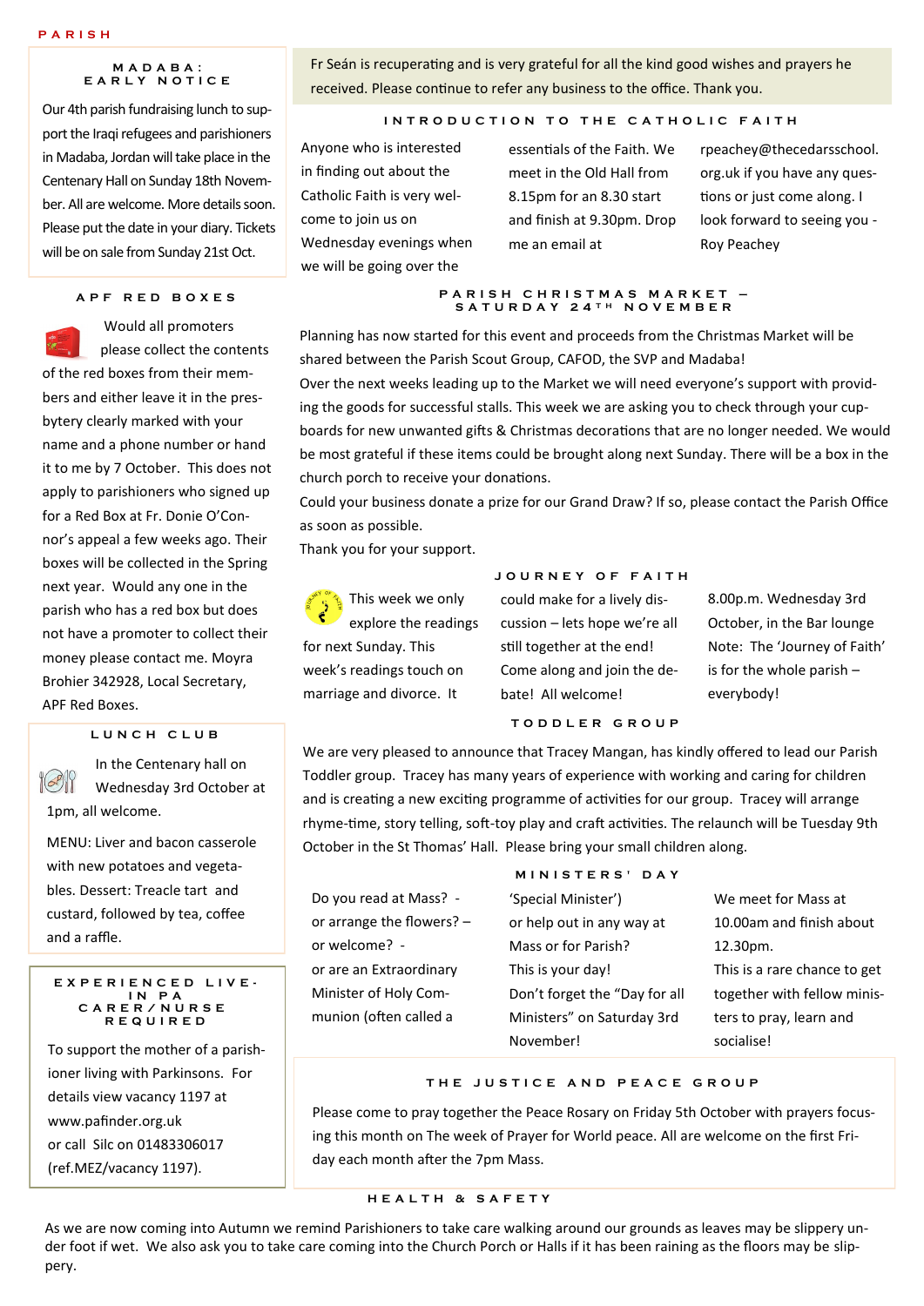PARISH

## MADABA: EARLY NOTICE

Our 4th parish fundraising lunch to support the Iraqi refugees and parishioners in Madaba, Jordan will take place in the Centenary Hall on Sunday 18th November. All are welcome. More details soon. Please put the date in your diary. Tickets will be on sale from Sunday 21st Oct.

## APF RED BOXES

Would all promoters please collect the contents of the red boxes from their members and either leave it in the presbytery clearly marked with your name and a phone number or hand it to me by 7 October. This does not apply to parishioners who signed up for a Red Box at Fr. Donie O'Connor's appeal a few weeks ago. Their boxes will be collected in the Spring next year. Would any one in the parish who has a red box but does not have a promoter to collect their money please contact me. Moyra Brohier 342928, Local Secretary, APF Red Boxes.

## LUNCH CLUB

In the Centenary hall on Wednesday 3rd October at 1pm, all welcome.

MENU: Liver and bacon casserole with new potatoes and vegetables. Dessert: Treacle tart and custard, followed by tea, coffee and a raffle.

## EXPERIENCED LIVE-IN PA CARER/NURSE REQUIRED

To support the mother of a parishioner living with Parkinsons. For details view vacancy 1197 at www.pafinder.org.uk
or call Silc on 01483306017 (ref.MEZ/vacancy 1197).

Fr Seán is recuperating and is very grateful for all the kind good wishes and prayers he received. Please continue to refer any business to the office. Thank you.

## INTRODUCTION TO THE CATHOLIC FAITH

Anyone who is interested in finding out about the Catholic Faith is very welcome to join us on Wednesday evenings when we will be going over the essentials of the Faith. We meet in the Old Hall from 8.15pm for an 8.30 start and finish at 9.30pm. Drop me an email at rpeachey@thecedarsschool.org.uk if you have any questions or just come along. I look forward to seeing you - Roy Peachey

## PARISH CHRISTMAS MARKET – SATURDAY 24TH NOVEMBER

Planning has now started for this event and proceeds from the Christmas Market will be shared between the Parish Scout Group, CAFOD, the SVP and Madaba!

Over the next weeks leading up to the Market we will need everyone's support with providing the goods for successful stalls. This week we are asking you to check through your cupboards for new unwanted gifts & Christmas decorations that are no longer needed. We would be most grateful if these items could be brought along next Sunday. There will be a box in the church porch to receive your donations.

Could your business donate a prize for our Grand Draw? If so, please contact the Parish Office as soon as possible.

Thank you for your support.

## JOURNEY OF FAITH

This week we only explore the readings for next Sunday. This week's readings touch on marriage and divorce. It could make for a lively discussion – lets hope we're all still together at the end! Come along and join the debate! All welcome! 8.00p.m. Wednesday 3rd October, in the Bar lounge
Note: The 'Journey of Faith' is for the whole parish – everybody!

## TODDLER GROUP

We are very pleased to announce that Tracey Mangan, has kindly offered to lead our Parish Toddler group. Tracey has many years of experience with working and caring for children and is creating a new exciting programme of activities for our group. Tracey will arrange rhyme-time, story telling, soft-toy play and craft activities. The relaunch will be Tuesday 9th October in the St Thomas' Hall. Please bring your small children along.

## MINISTERS' DAY

Do you read at Mass? -
or arrange the flowers? –
or welcome? -
or are an Extraordinary Minister of Holy Communion (often called a 'Special Minister')
or help out in any way at Mass or for Parish?
This is your day!
Don't forget the "Day for all Ministers" on Saturday 3rd November!
We meet for Mass at 10.00am and finish about 12.30pm.
This is a rare chance to get together with fellow ministers to pray, learn and socialise!

## THE JUSTICE AND PEACE GROUP

Please come to pray together the Peace Rosary on Friday 5th October with prayers focusing this month on The week of Prayer for World peace. All are welcome on the first Friday each month after the 7pm Mass.

## HEALTH & SAFETY

As we are now coming into Autumn we remind Parishioners to take care walking around our grounds as leaves may be slippery under foot if wet. We also ask you to take care coming into the Church Porch or Halls if it has been raining as the floors may be slippery.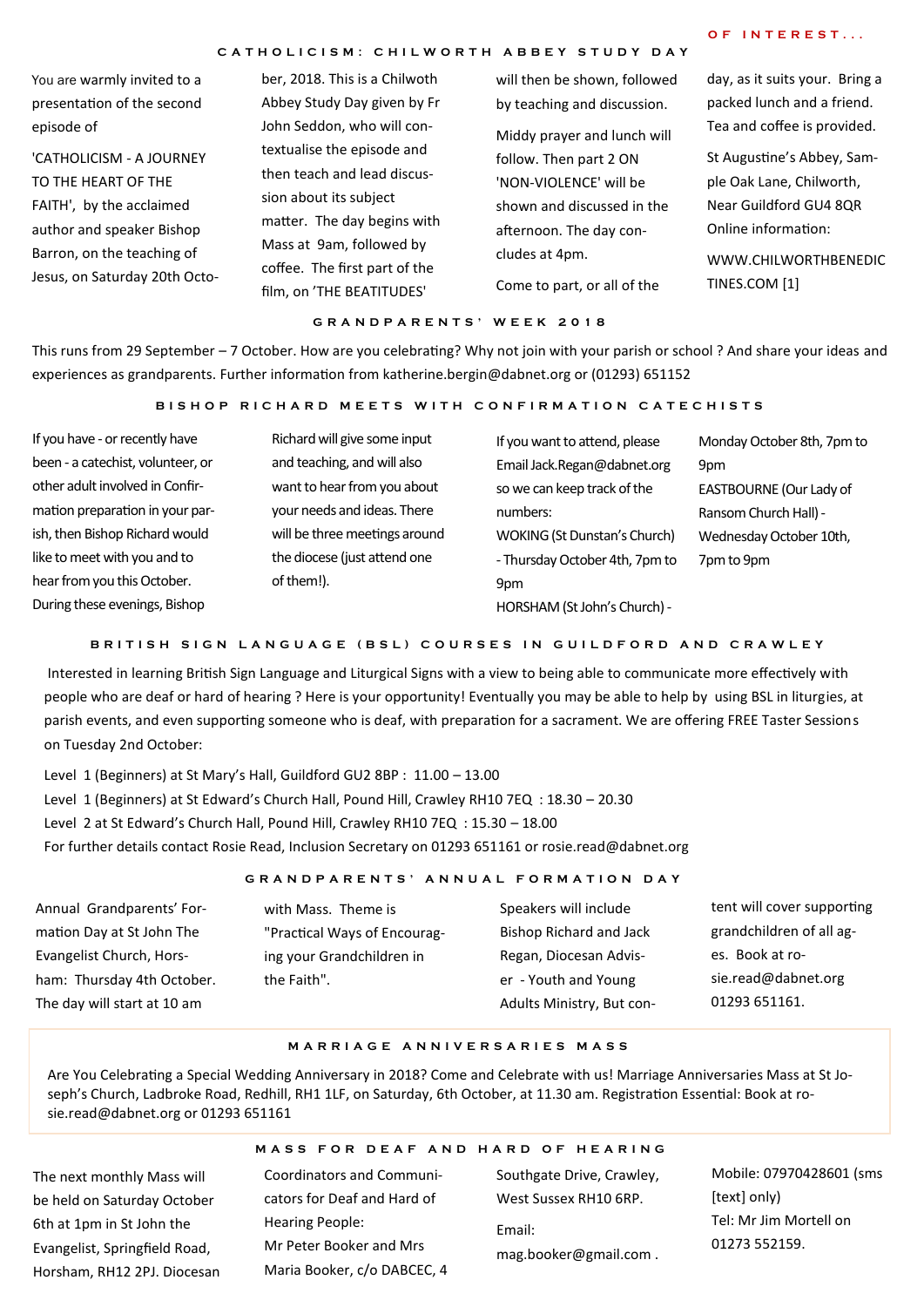### OF INTEREST...

## CATHOLICISM: CHILWORTH ABBEY STUDY DAY

You are warmly invited to a presentation of the second episode of

'CATHOLICISM - A JOURNEY TO THE HEART OF THE FAITH', by the acclaimed author and speaker Bishop Barron, on the teaching of Jesus, on Saturday 20th October, 2018. This is a Chilworth Abbey Study Day given by Fr John Seddon, who will contextualise the episode and then teach and lead discussion about its subject matter. The day begins with Mass at 9am, followed by coffee. The first part of the film, on 'THE BEATITUDES' will then be shown, followed by teaching and discussion.

Middy prayer and lunch will follow. Then part 2 ON 'NON-VIOLENCE' will be shown and discussed in the afternoon. The day concludes at 4pm.

Come to part, or all of the day, as it suits your. Bring a packed lunch and a friend. Tea and coffee is provided.

St Augustine's Abbey, Sample Oak Lane, Chilworth, Near Guildford GU4 8QR Online information:

WWW.CHILWORTHBENEDICTINES.COM [1]

## GRANDPARENTS' WEEK 2018

This runs from 29 September – 7 October. How are you celebrating? Why not join with your parish or school ? And share your ideas and experiences as grandparents. Further information from katherine.bergin@dabnet.org or (01293) 651152

## BISHOP RICHARD MEETS WITH CONFIRMATION CATECHISTS

If you have - or recently have been - a catechist, volunteer, or other adult involved in Confirmation preparation in your parish, then Bishop Richard would like to meet with you and to hear from you this October. During these evenings, Bishop Richard will give some input and teaching, and will also want to hear from you about your needs and ideas. There will be three meetings around the diocese (just attend one of them!).

If you want to attend, please Email Jack.Regan@dabnet.org so we can keep track of the numbers:

WOKING (St Dunstan's Church) - Thursday October 4th, 7pm to 9pm

HORSHAM (St John's Church) - Monday October 8th, 7pm to 9pm

EASTBOURNE (Our Lady of Ransom Church Hall) - Wednesday October 10th, 7pm to 9pm

## BRITISH SIGN LANGUAGE (BSL) COURSES IN GUILDFORD AND CRAWLEY

Interested in learning British Sign Language and Liturgical Signs with a view to being able to communicate more effectively with people who are deaf or hard of hearing ? Here is your opportunity! Eventually you may be able to help by using BSL in liturgies, at parish events, and even supporting someone who is deaf, with preparation for a sacrament. We are offering FREE Taster Sessions on Tuesday 2nd October:

Level 1 (Beginners) at St Mary's Hall, Guildford GU2 8BP : 11.00 – 13.00

Level 1 (Beginners) at St Edward's Church Hall, Pound Hill, Crawley RH10 7EQ : 18.30 – 20.30

Level 2 at St Edward's Church Hall, Pound Hill, Crawley RH10 7EQ : 15.30 – 18.00

For further details contact Rosie Read, Inclusion Secretary on 01293 651161 or rosie.read@dabnet.org

## GRANDPARENTS' ANNUAL FORMATION DAY

Annual Grandparents' Formation Day at St John The Evangelist Church, Horsham: Thursday 4th October. The day will start at 10 am with Mass. Theme is "Practical Ways of Encouraging your Grandchildren in the Faith".

Speakers will include Bishop Richard and Jack Regan, Diocesan Adviser - Youth and Young Adults Ministry, But content will cover supporting grandchildren of all ages. Book at rosie.read@dabnet.org 01293 651161.

## MARRIAGE ANNIVERSARIES MASS

Are You Celebrating a Special Wedding Anniversary in 2018? Come and Celebrate with us! Marriage Anniversaries Mass at St Joseph's Church, Ladbroke Road, Redhill, RH1 1LF, on Saturday, 6th October, at 11.30 am. Registration Essential: Book at rosie.read@dabnet.org or 01293 651161

## MASS FOR DEAF AND HARD OF HEARING

The next monthly Mass will be held on Saturday October 6th at 1pm in St John the Evangelist, Springfield Road, Horsham, RH12 2PJ. Diocesan Coordinators and Communicators for Deaf and Hard of Hearing People:

Mr Peter Booker and Mrs Maria Booker, c/o DABCEC, 4 Southgate Drive, Crawley, West Sussex RH10 6RP.

Email: mag.booker@gmail.com .

Mobile: 07970428601 (sms [text] only)

Tel: Mr Jim Mortell on 01273 552159.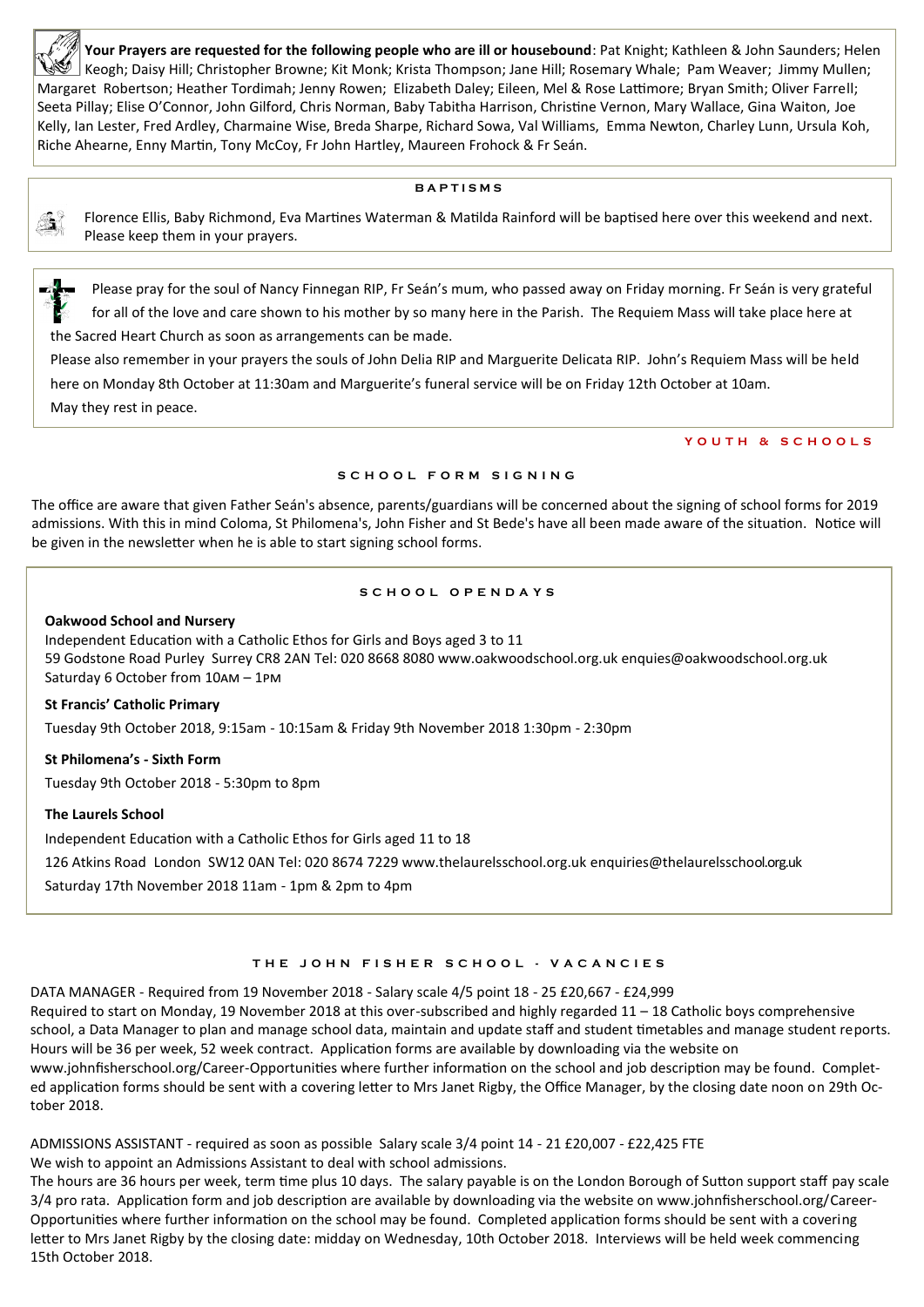**Your Prayers are requested for the following people who are ill or housebound**: Pat Knight; Kathleen & John Saunders; Helen Keogh; Daisy Hill; Christopher Browne; Kit Monk; Krista Thompson; Jane Hill; Rosemary Whale; Pam Weaver; Jimmy Mullen; Margaret Robertson; Heather Tordimah; Jenny Rowen; Elizabeth Daley; Eileen, Mel & Rose Lattimore; Bryan Smith; Oliver Farrell; Seeta Pillay; Elise O'Connor, John Gilford, Chris Norman, Baby Tabitha Harrison, Christine Vernon, Mary Wallace, Gina Waiton, Joe Kelly, Ian Lester, Fred Ardley, Charmaine Wise, Breda Sharpe, Richard Sowa, Val Williams, Emma Newton, Charley Lunn, Ursula Koh, Riche Ahearne, Enny Martin, Tony McCoy, Fr John Hartley, Maureen Frohock & Fr Seán.

## BAPTISMS

Florence Ellis, Baby Richmond, Eva Martines Waterman & Matilda Rainford will be baptised here over this weekend and next. Please keep them in your prayers.

Please pray for the soul of Nancy Finnegan RIP, Fr Seán's mum, who passed away on Friday morning. Fr Seán is very grateful for all of the love and care shown to his mother by so many here in the Parish. The Requiem Mass will take place here at the Sacred Heart Church as soon as arrangements can be made.

Please also remember in your prayers the souls of John Delia RIP and Marguerite Delicata RIP. John's Requiem Mass will be held here on Monday 8th October at 11:30am and Marguerite's funeral service will be on Friday 12th October at 10am.

May they rest in peace.

# YOUTH & SCHOOLS

## SCHOOL FORM SIGNING

The office are aware that given Father Seán's absence, parents/guardians will be concerned about the signing of school forms for 2019 admissions. With this in mind Coloma, St Philomena's, John Fisher and St Bede's have all been made aware of the situation. Notice will be given in the newsletter when he is able to start signing school forms.

## SCHOOL OPENDAYS

**Oakwood School and Nursery**
Independent Education with a Catholic Ethos for Girls and Boys aged 3 to 11
59 Godstone Road Purley Surrey CR8 2AN Tel: 020 8668 8080 www.oakwoodschool.org.uk enquies@oakwoodschool.org.uk
Saturday 6 October from 10AM – 1PM

**St Francis' Catholic Primary**
Tuesday 9th October 2018, 9:15am - 10:15am & Friday 9th November 2018 1:30pm - 2:30pm

**St Philomena's - Sixth Form**
Tuesday 9th October 2018 - 5:30pm to 8pm

**The Laurels School**
Independent Education with a Catholic Ethos for Girls aged 11 to 18
126 Atkins Road London SW12 0AN Tel: 020 8674 7229 www.thelaurelsschool.org.uk enquiries@thelaurelsschool.org.uk
Saturday 17th November 2018 11am - 1pm & 2pm to 4pm

## THE JOHN FISHER SCHOOL - VACANCIES

DATA MANAGER - Required from 19 November 2018 - Salary scale 4/5 point 18 - 25 £20,667 - £24,999
Required to start on Monday, 19 November 2018 at this over-subscribed and highly regarded 11 – 18 Catholic boys comprehensive school, a Data Manager to plan and manage school data, maintain and update staff and student timetables and manage student reports. Hours will be 36 per week, 52 week contract. Application forms are available by downloading via the website on www.johnfisherschool.org/Career-Opportunities where further information on the school and job description may be found. Completed application forms should be sent with a covering letter to Mrs Janet Rigby, the Office Manager, by the closing date noon on 29th October 2018.

ADMISSIONS ASSISTANT - required as soon as possible Salary scale 3/4 point 14 - 21 £20,007 - £22,425 FTE
We wish to appoint an Admissions Assistant to deal with school admissions.
The hours are 36 hours per week, term time plus 10 days. The salary payable is on the London Borough of Sutton support staff pay scale 3/4 pro rata. Application form and job description are available by downloading via the website on www.johnfisherschool.org/Career-Opportunities where further information on the school may be found. Completed application forms should be sent with a covering letter to Mrs Janet Rigby by the closing date: midday on Wednesday, 10th October 2018. Interviews will be held week commencing 15th October 2018.